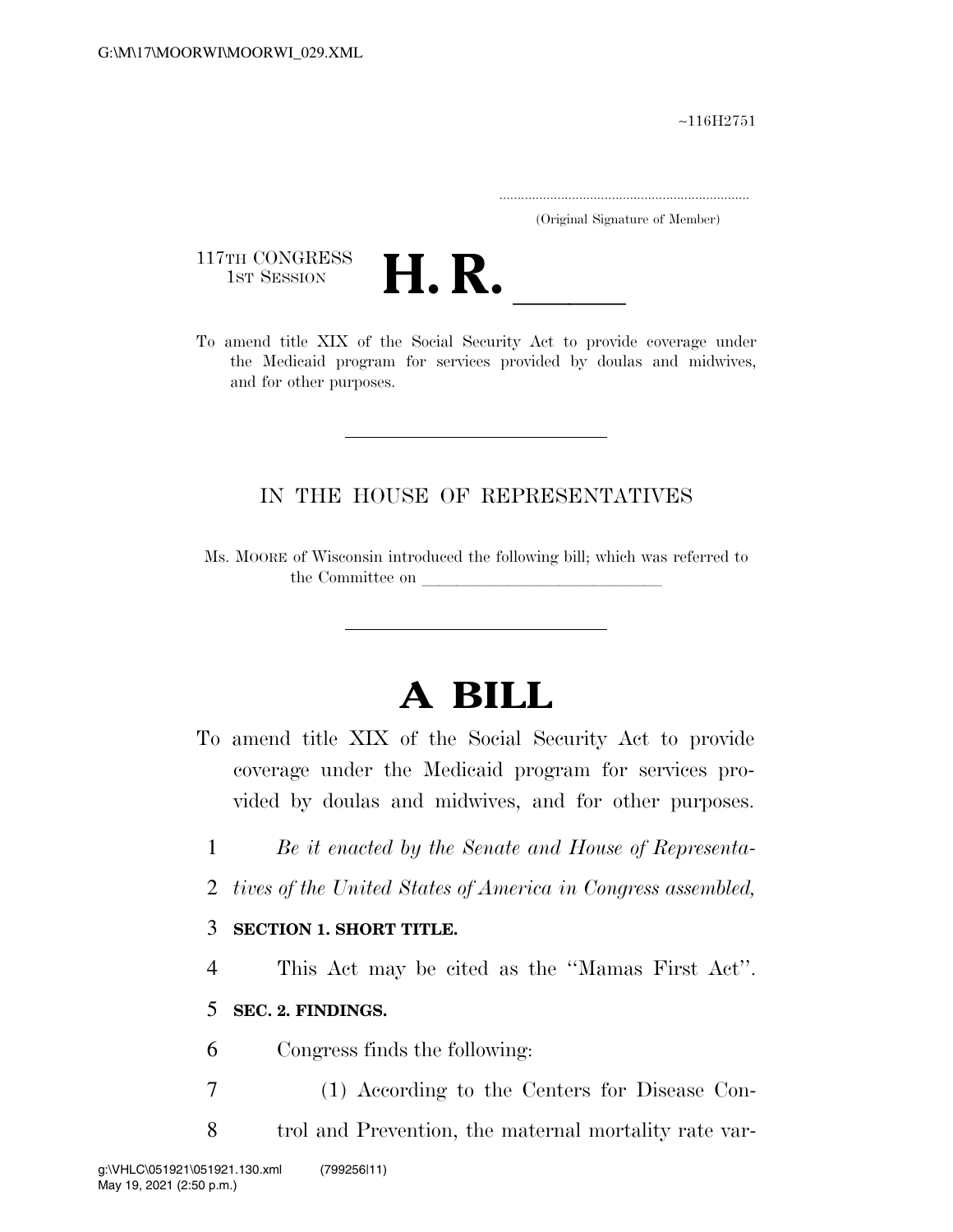~116H2751

.....................................................................
(Original Signature of Member)

117TH CONGRESS
1ST SESSION

# H. R. \_\_\_\_\_\_

To amend title XIX of the Social Security Act to provide coverage under the Medicaid program for services provided by doulas and midwives, and for other purposes.

---

IN THE HOUSE OF REPRESENTATIVES

Ms. MOORE of Wisconsin introduced the following bill; which was referred to the Committee on \_\_\_\_\_\_\_\_\_\_\_\_\_\_\_\_\_\_\_\_\_\_\_\_\_\_\_\_\_\_

---

# A BILL

To amend title XIX of the Social Security Act to provide coverage under the Medicaid program for services provided by doulas and midwives, and for other purposes.

1 *Be it enacted by the Senate and House of Representa-*
2 *tives of the United States of America in Congress assembled,*

3 **SECTION 1. SHORT TITLE.**

4 This Act may be cited as the ''Mamas First Act''.

5 **SEC. 2. FINDINGS.**

6 Congress finds the following:

7 (1) According to the Centers for Disease Con-
8 trol and Prevention, the maternal mortality rate var-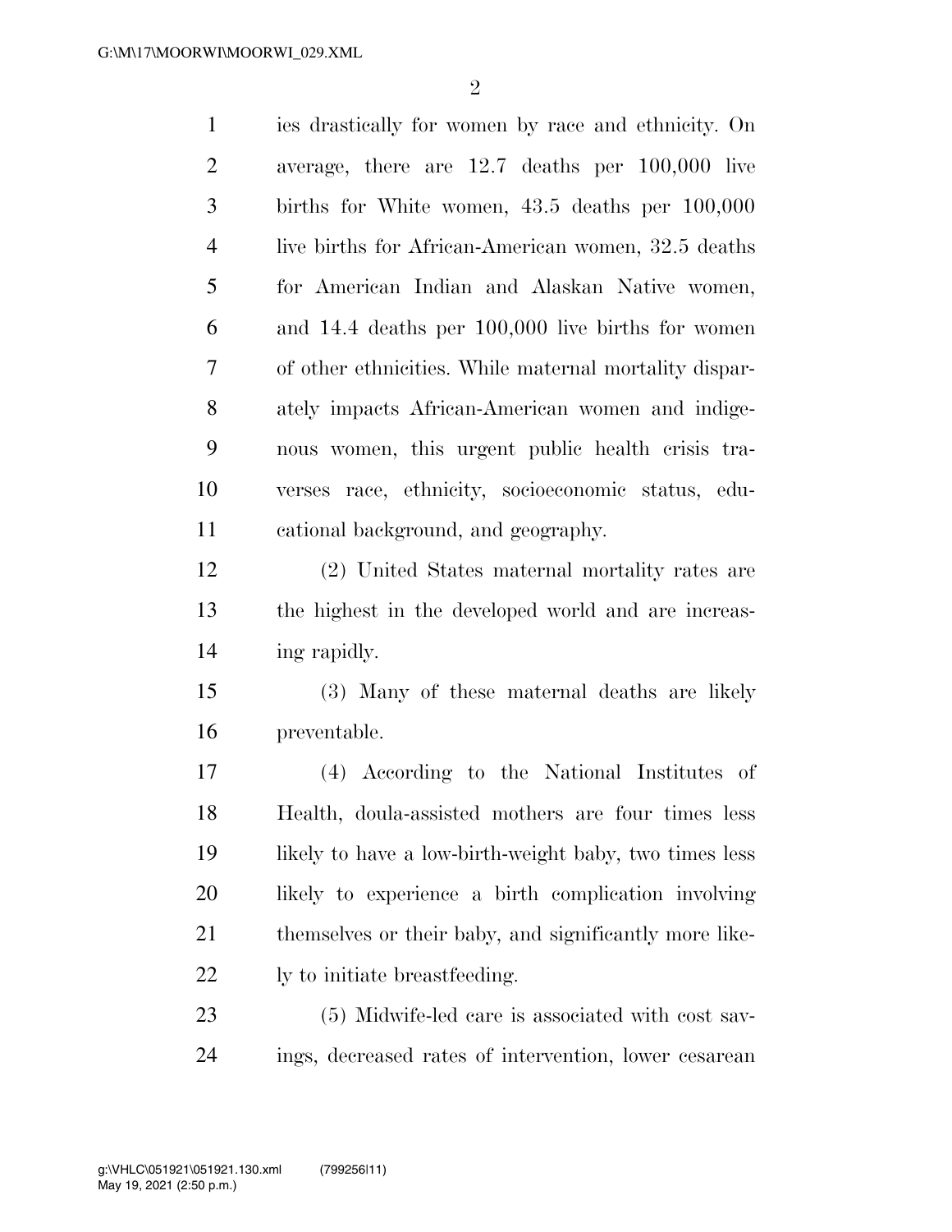ies drastically for women by race and ethnicity. On average, there are 12.7 deaths per 100,000 live births for White women, 43.5 deaths per 100,000 live births for African-American women, 32.5 deaths for American Indian and Alaskan Native women, and 14.4 deaths per 100,000 live births for women of other ethnicities. While maternal mortality disparately impacts African-American women and indigenous women, this urgent public health crisis traverses race, ethnicity, socioeconomic status, educational background, and geography.

(2) United States maternal mortality rates are the highest in the developed world and are increasing rapidly.

(3) Many of these maternal deaths are likely preventable.

(4) According to the National Institutes of Health, doula-assisted mothers are four times less likely to have a low-birth-weight baby, two times less likely to experience a birth complication involving themselves or their baby, and significantly more likely to initiate breastfeeding.

(5) Midwife-led care is associated with cost savings, decreased rates of intervention, lower cesarean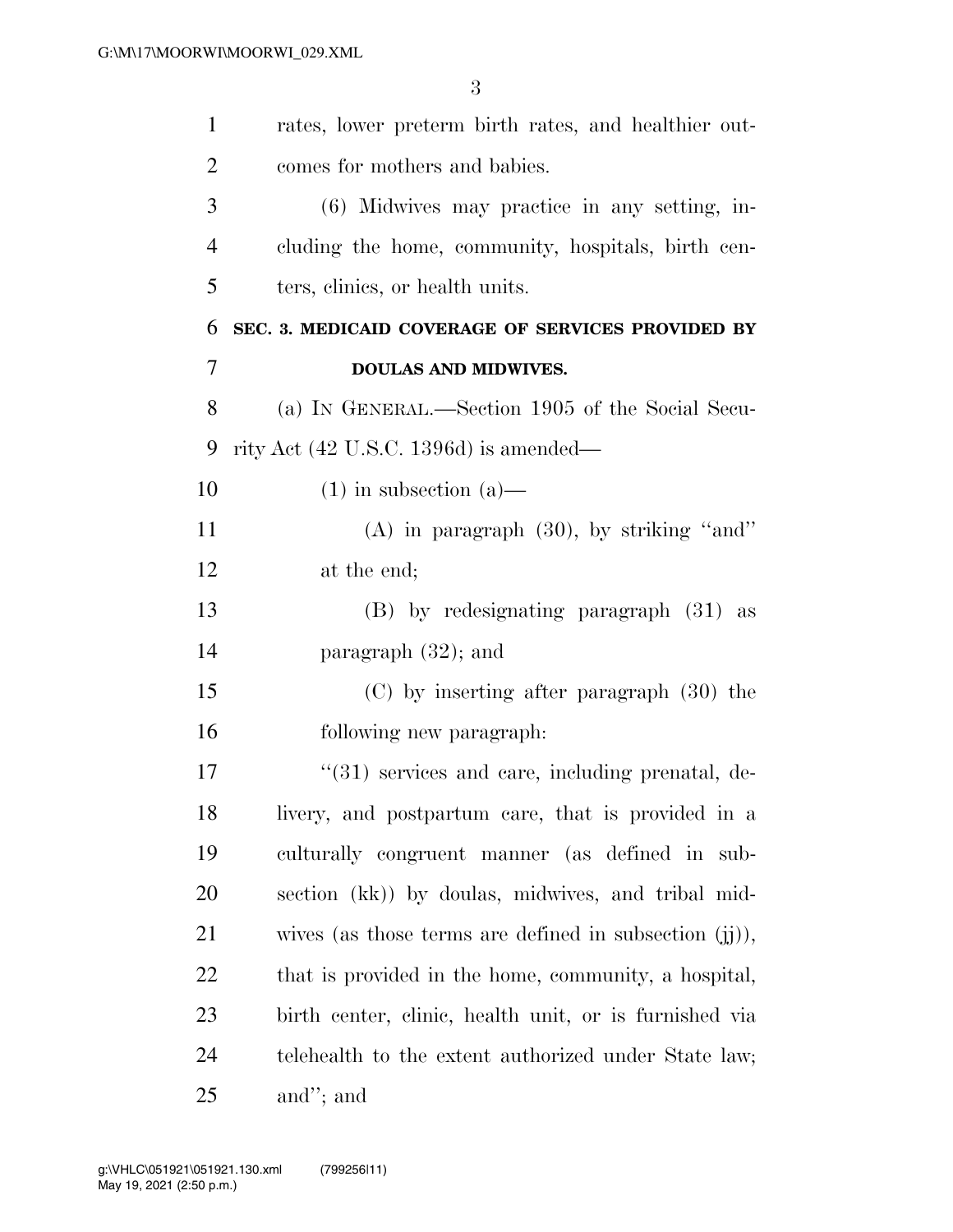rates, lower preterm birth rates, and healthier outcomes for mothers and babies.

(6) Midwives may practice in any setting, including the home, community, hospitals, birth centers, clinics, or health units.

## SEC. 3. MEDICAID COVERAGE OF SERVICES PROVIDED BY DOULAS AND MIDWIVES.

(a) IN GENERAL.—Section 1905 of the Social Security Act (42 U.S.C. 1396d) is amended—

(1) in subsection (a)—

(A) in paragraph (30), by striking "and" at the end;

(B) by redesignating paragraph (31) as paragraph (32); and

(C) by inserting after paragraph (30) the following new paragraph:

"(31) services and care, including prenatal, delivery, and postpartum care, that is provided in a culturally congruent manner (as defined in subsection (kk)) by doulas, midwives, and tribal midwives (as those terms are defined in subsection (jj)), that is provided in the home, community, a hospital, birth center, clinic, health unit, or is furnished via telehealth to the extent authorized under State law; and"; and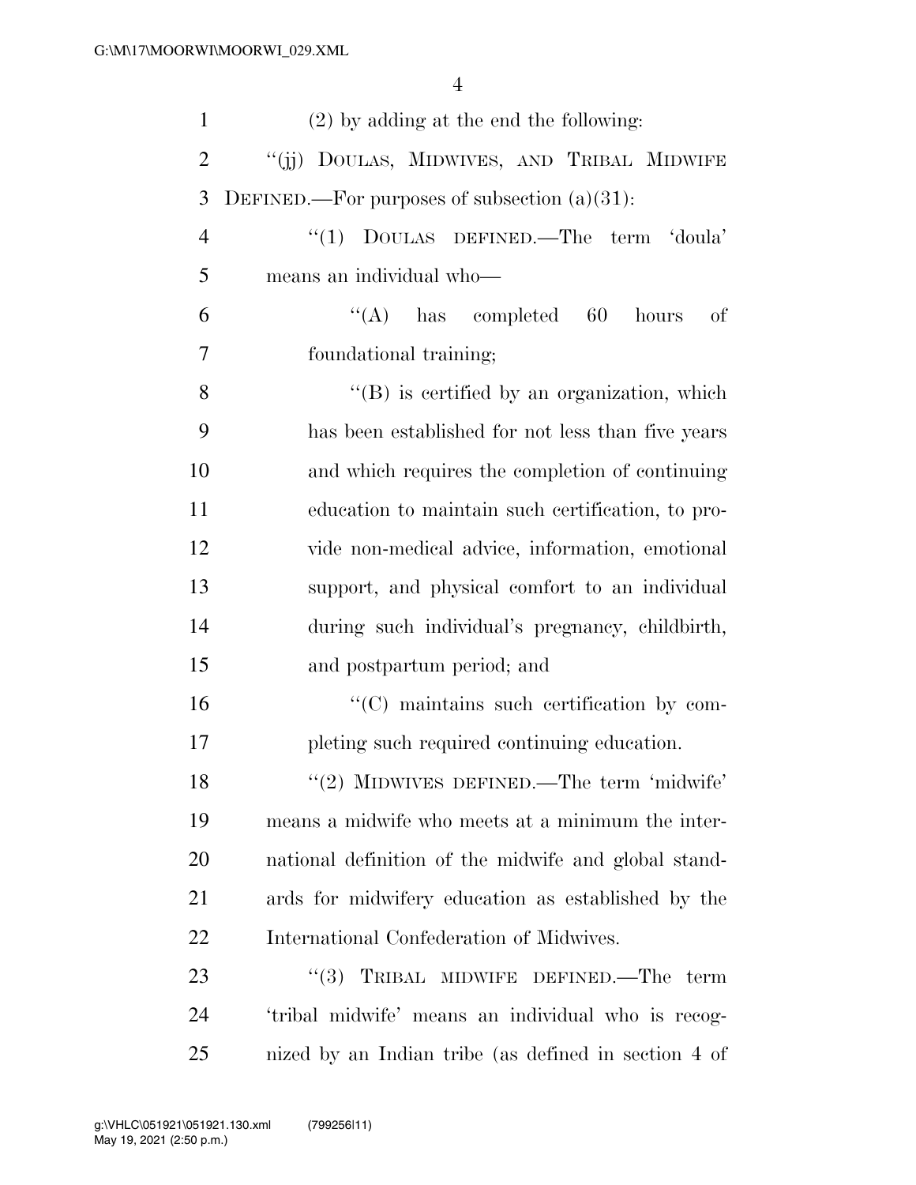(2) by adding at the end the following:

"(jj) DOULAS, MIDWIVES, AND TRIBAL MIDWIFE DEFINED.—For purposes of subsection (a)(31):

"(1) DOULAS DEFINED.—The term 'doula' means an individual who—

"(A) has completed 60 hours of foundational training;

"(B) is certified by an organization, which has been established for not less than five years and which requires the completion of continuing education to maintain such certification, to provide non-medical advice, information, emotional support, and physical comfort to an individual during such individual's pregnancy, childbirth, and postpartum period; and

"(C) maintains such certification by completing such required continuing education.

"(2) MIDWIVES DEFINED.—The term 'midwife' means a midwife who meets at a minimum the international definition of the midwife and global standards for midwifery education as established by the International Confederation of Midwives.

"(3) TRIBAL MIDWIFE DEFINED.—The term 'tribal midwife' means an individual who is recognized by an Indian tribe (as defined in section 4 of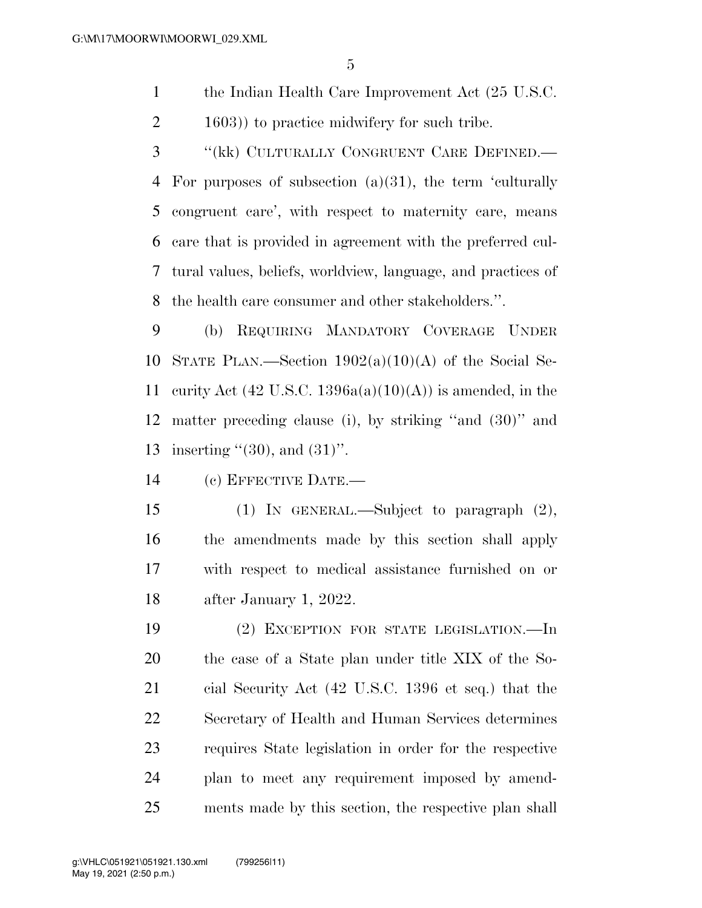the Indian Health Care Improvement Act (25 U.S.C. 1603)) to practice midwifery for such tribe.

"(kk) CULTURALLY CONGRUENT CARE DEFINED.—For purposes of subsection (a)(31), the term 'culturally congruent care', with respect to maternity care, means care that is provided in agreement with the preferred cultural values, beliefs, worldview, language, and practices of the health care consumer and other stakeholders.".

(b) REQUIRING MANDATORY COVERAGE UNDER STATE PLAN.—Section 1902(a)(10)(A) of the Social Security Act (42 U.S.C. 1396a(a)(10)(A)) is amended, in the matter preceding clause (i), by striking "and (30)" and inserting "(30), and (31)".

(c) EFFECTIVE DATE.—

(1) IN GENERAL.—Subject to paragraph (2), the amendments made by this section shall apply with respect to medical assistance furnished on or after January 1, 2022.

(2) EXCEPTION FOR STATE LEGISLATION.—In the case of a State plan under title XIX of the Social Security Act (42 U.S.C. 1396 et seq.) that the Secretary of Health and Human Services determines requires State legislation in order for the respective plan to meet any requirement imposed by amendments made by this section, the respective plan shall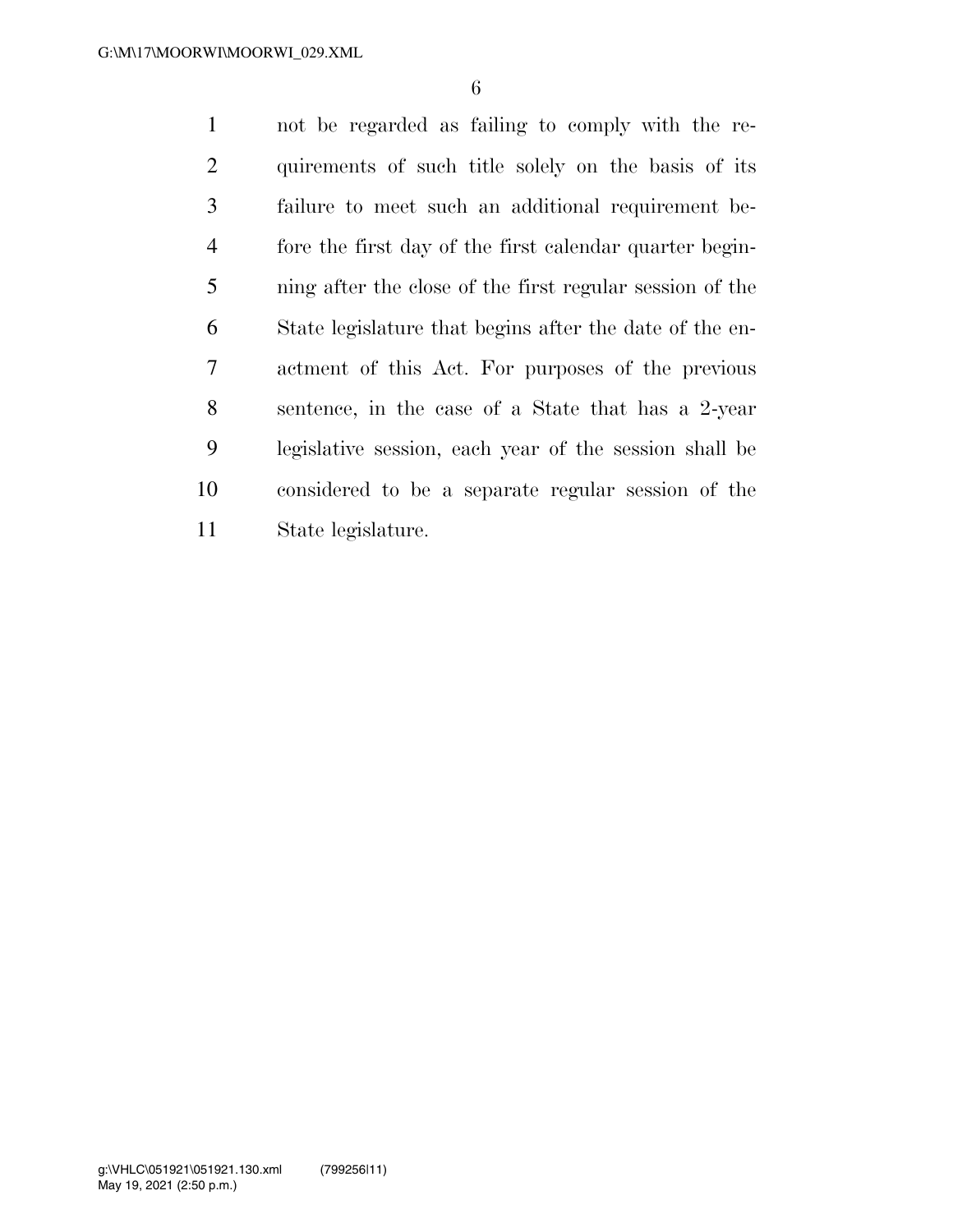not be regarded as failing to comply with the requirements of such title solely on the basis of its failure to meet such an additional requirement before the first day of the first calendar quarter beginning after the close of the first regular session of the State legislature that begins after the date of the enactment of this Act. For purposes of the previous sentence, in the case of a State that has a 2-year legislative session, each year of the session shall be considered to be a separate regular session of the State legislature.